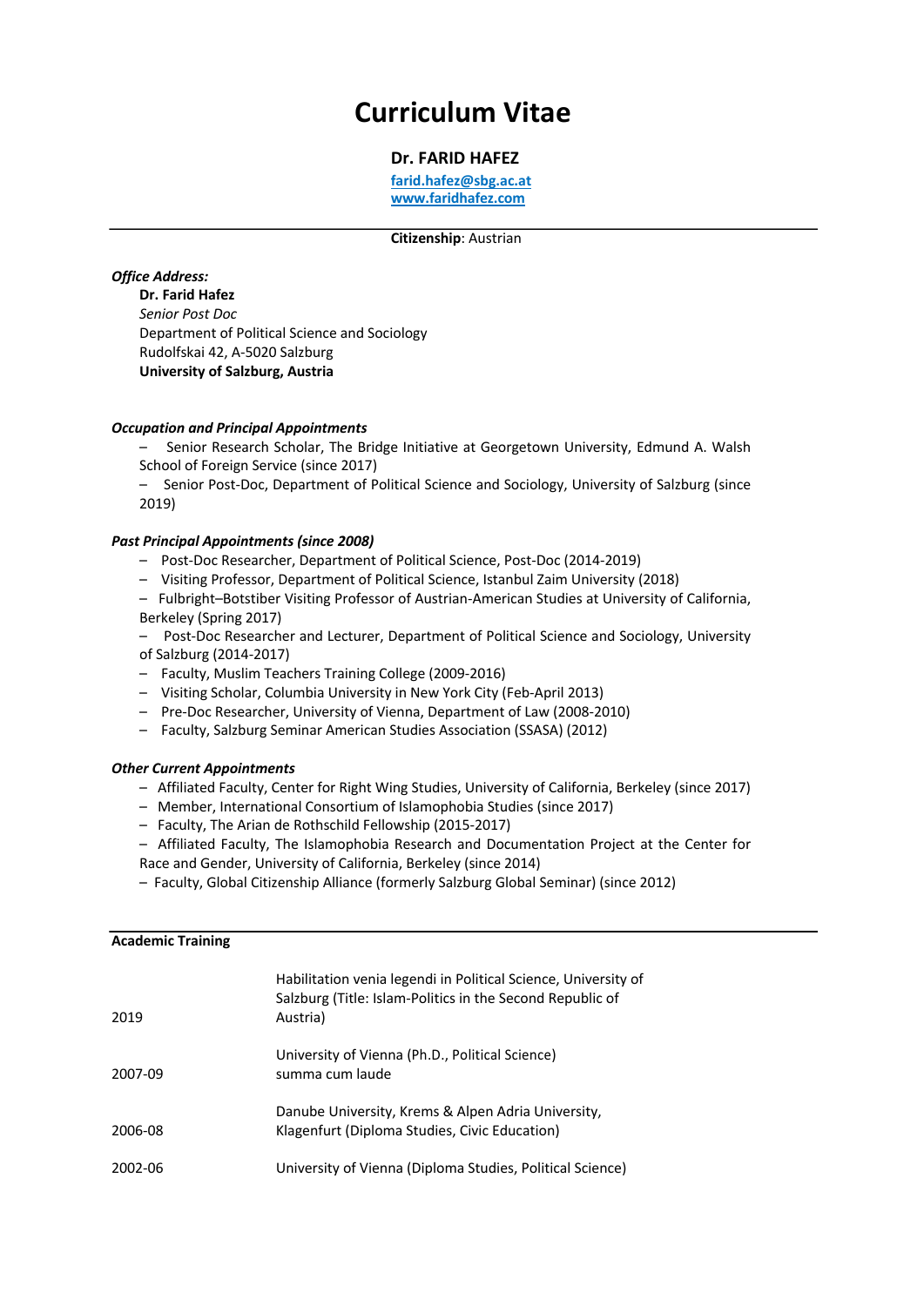# Curriculum Vitae

**Dr. FARID HAFEZ**

farid.hafez@sbg.ac.at
www.faridhafez.com

---

**Citizenship**: Austrian

***Office Address:***

**Dr. Farid Hafez**
*Senior Post Doc*
Department of Political Science and Sociology
Rudolfskai 42, A-5020 Salzburg
**University of Salzburg, Austria**

***Occupation and Principal Appointments***

- Senior Research Scholar, The Bridge Initiative at Georgetown University, Edmund A. Walsh School of Foreign Service (since 2017)
- Senior Post-Doc, Department of Political Science and Sociology, University of Salzburg (since 2019)

***Past Principal Appointments (since 2008)***

- Post-Doc Researcher, Department of Political Science, Post-Doc (2014-2019)
- Visiting Professor, Department of Political Science, Istanbul Zaim University (2018)
- Fulbright–Botstiber Visiting Professor of Austrian-American Studies at University of California, Berkeley (Spring 2017)
- Post-Doc Researcher and Lecturer, Department of Political Science and Sociology, University of Salzburg (2014-2017)
- Faculty, Muslim Teachers Training College (2009-2016)
- Visiting Scholar, Columbia University in New York City (Feb-April 2013)
- Pre-Doc Researcher, University of Vienna, Department of Law (2008-2010)
- Faculty, Salzburg Seminar American Studies Association (SSASA) (2012)

***Other Current Appointments***

- Affiliated Faculty, Center for Right Wing Studies, University of California, Berkeley (since 2017)
- Member, International Consortium of Islamophobia Studies (since 2017)
- Faculty, The Arian de Rothschild Fellowship (2015-2017)
- Affiliated Faculty, The Islamophobia Research and Documentation Project at the Center for Race and Gender, University of California, Berkeley (since 2014)
- Faculty, Global Citizenship Alliance (formerly Salzburg Global Seminar) (since 2012)

---

**Academic Training**

| | |
|---|---|
| 2019 | Habilitation venia legendi in Political Science, University of Salzburg (Title: Islam-Politics in the Second Republic of Austria) |
| 2007-09 | University of Vienna (Ph.D., Political Science) summa cum laude |
| 2006-08 | Danube University, Krems & Alpen Adria University, Klagenfurt (Diploma Studies, Civic Education) |
| 2002-06 | University of Vienna (Diploma Studies, Political Science) |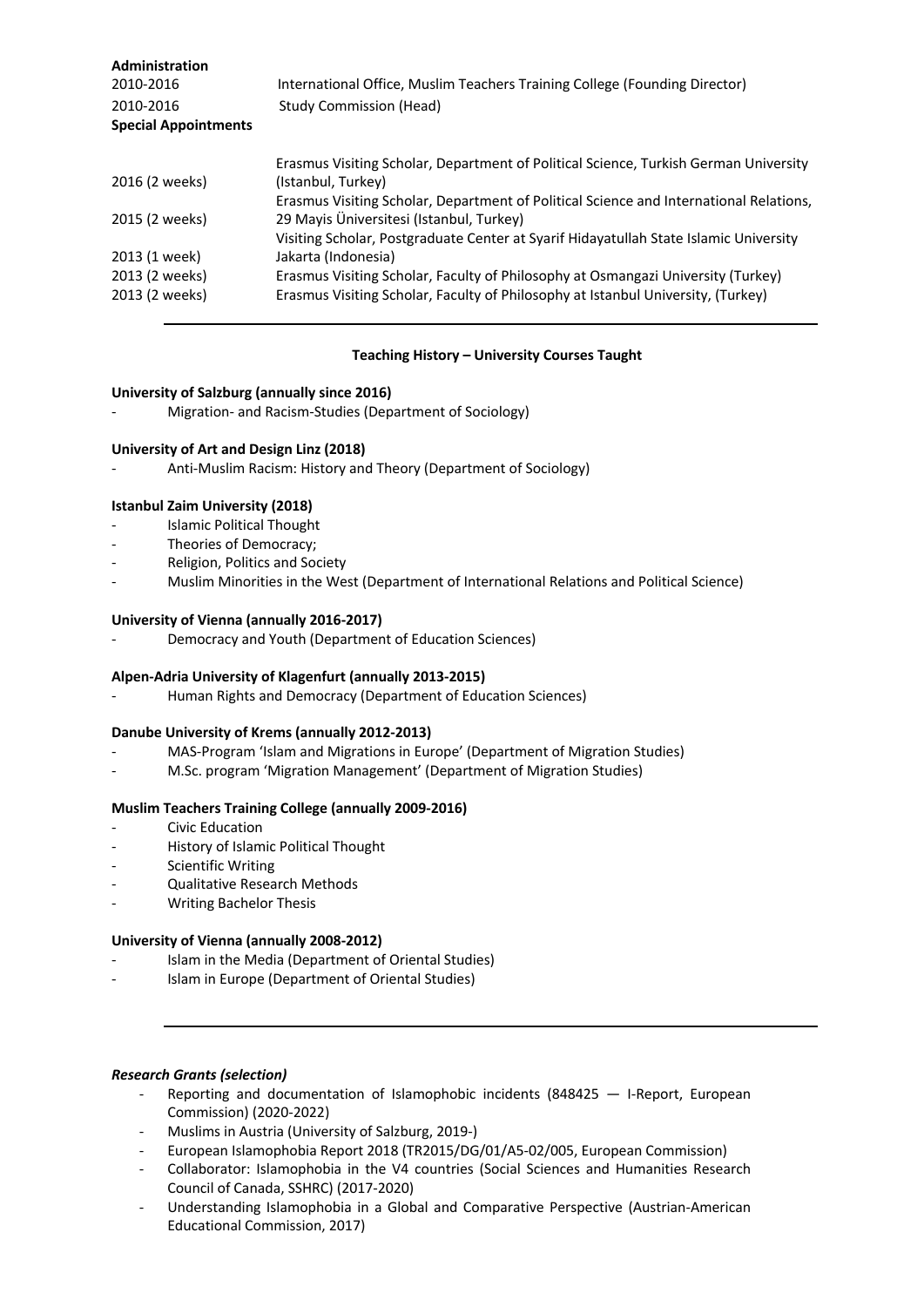**Administration**

| | |
|---|---|
| 2010-2016 | International Office, Muslim Teachers Training College (Founding Director) |
| 2010-2016 | Study Commission (Head) |

**Special Appointments**

| | |
|---|---|
| 2016 (2 weeks) | Erasmus Visiting Scholar, Department of Political Science, Turkish German University (Istanbul, Turkey) |
| 2015 (2 weeks) | Erasmus Visiting Scholar, Department of Political Science and International Relations, 29 Mayis Üniversitesi (Istanbul, Turkey) |
| 2013 (1 week) | Visiting Scholar, Postgraduate Center at Syarif Hidayatullah State Islamic University Jakarta (Indonesia) |
| 2013 (2 weeks) | Erasmus Visiting Scholar, Faculty of Philosophy at Osmangazi University (Turkey) |
| 2013 (2 weeks) | Erasmus Visiting Scholar, Faculty of Philosophy at Istanbul University, (Turkey) |

---

**Teaching History – University Courses Taught**

**University of Salzburg (annually since 2016)**
- Migration- and Racism-Studies (Department of Sociology)

**University of Art and Design Linz (2018)**
- Anti-Muslim Racism: History and Theory (Department of Sociology)

**Istanbul Zaim University (2018)**
- Islamic Political Thought
- Theories of Democracy;
- Religion, Politics and Society
- Muslim Minorities in the West (Department of International Relations and Political Science)

**University of Vienna (annually 2016-2017)**
- Democracy and Youth (Department of Education Sciences)

**Alpen-Adria University of Klagenfurt (annually 2013-2015)**
- Human Rights and Democracy (Department of Education Sciences)

**Danube University of Krems (annually 2012-2013)**
- MAS-Program 'Islam and Migrations in Europe' (Department of Migration Studies)
- M.Sc. program 'Migration Management' (Department of Migration Studies)

**Muslim Teachers Training College (annually 2009-2016)**
- Civic Education
- History of Islamic Political Thought
- Scientific Writing
- Qualitative Research Methods
- Writing Bachelor Thesis

**University of Vienna (annually 2008-2012)**
- Islam in the Media (Department of Oriental Studies)
- Islam in Europe (Department of Oriental Studies)

---

***Research Grants (selection)***

- Reporting and documentation of Islamophobic incidents (848425 — I-Report, European Commission) (2020-2022)
- Muslims in Austria (University of Salzburg, 2019-)
- European Islamophobia Report 2018 (TR2015/DG/01/A5-02/005, European Commission)
- Collaborator: Islamophobia in the V4 countries (Social Sciences and Humanities Research Council of Canada, SSHRC) (2017-2020)
- Understanding Islamophobia in a Global and Comparative Perspective (Austrian-American Educational Commission, 2017)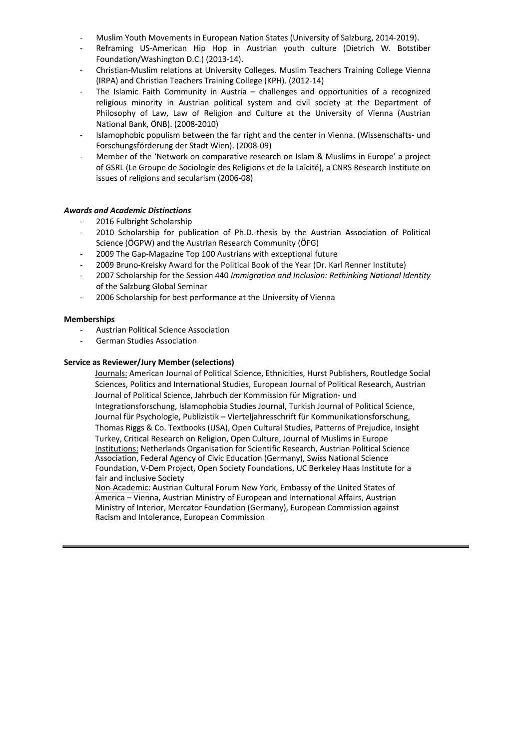- Muslim Youth Movements in European Nation States (University of Salzburg, 2014-2019).
- Reframing US-American Hip Hop in Austrian youth culture (Dietrich W. Botstiber Foundation/Washington D.C.) (2013-14).
- Christian-Muslim relations at University Colleges. Muslim Teachers Training College Vienna (IRPA) and Christian Teachers Training College (KPH). (2012-14)
- The Islamic Faith Community in Austria – challenges and opportunities of a recognized religious minority in Austrian political system and civil society at the Department of Philosophy of Law, Law of Religion and Culture at the University of Vienna (Austrian National Bank, ÖNB). (2008-2010)
- Islamophobic populism between the far right and the center in Vienna. (Wissenschafts- und Forschungsförderung der Stadt Wien). (2008-09)
- Member of the 'Network on comparative research on Islam & Muslims in Europe' a project of GSRL (Le Groupe de Sociologie des Religions et de la Laïcité), a CNRS Research Institute on issues of religions and secularism (2006-08)

***Awards and Academic Distinctions***

- 2016 Fulbright Scholarship
- 2010 Scholarship for publication of Ph.D.-thesis by the Austrian Association of Political Science (ÖGPW) and the Austrian Research Community (ÖFG)
- 2009 The Gap-Magazine Top 100 Austrians with exceptional future
- 2009 Bruno-Kreisky Award for the Political Book of the Year (Dr. Karl Renner Institute)
- 2007 Scholarship for the Session 440 *Immigration and Inclusion: Rethinking National Identity* of the Salzburg Global Seminar
- 2006 Scholarship for best performance at the University of Vienna

**Memberships**

- Austrian Political Science Association
- German Studies Association

**Service as Reviewer/Jury Member (selections)**

Journals: American Journal of Political Science, Ethnicities, Hurst Publishers, Routledge Social Sciences, Politics and International Studies, European Journal of Political Research, Austrian Journal of Political Science, Jahrbuch der Kommission für Migration- und Integrationsforschung, Islamophobia Studies Journal, Turkish Journal of Political Science, Journal für Psychologie, Publizistik – Vierteljahresschrift für Kommunikationsforschung, Thomas Riggs & Co. Textbooks (USA), Open Cultural Studies, Patterns of Prejudice, Insight Turkey, Critical Research on Religion, Open Culture, Journal of Muslims in Europe

Institutions: Netherlands Organisation for Scientific Research, Austrian Political Science Association, Federal Agency of Civic Education (Germany), Swiss National Science Foundation, V-Dem Project, Open Society Foundations, UC Berkeley Haas Institute for a fair and inclusive Society

Non-Academic: Austrian Cultural Forum New York, Embassy of the United States of America – Vienna, Austrian Ministry of European and International Affairs, Austrian Ministry of Interior, Mercator Foundation (Germany), European Commission against Racism and Intolerance, European Commission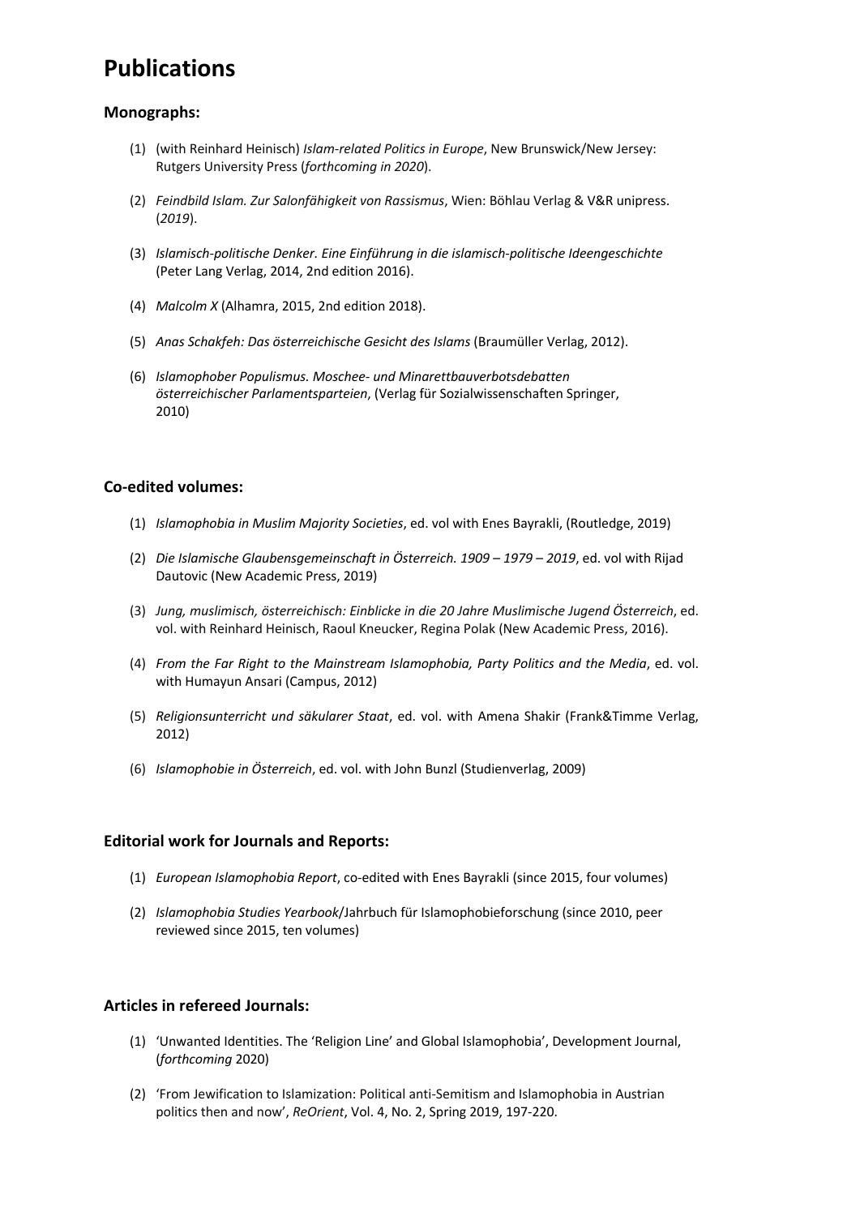# Publications

### Monographs:

(1) (with Reinhard Heinisch) *Islam-related Politics in Europe*, New Brunswick/New Jersey: Rutgers University Press (*forthcoming in 2020*).

(2) *Feindbild Islam. Zur Salonfähigkeit von Rassismus*, Wien: Böhlau Verlag & V&R unipress. (*2019*).

(3) *Islamisch-politische Denker. Eine Einführung in die islamisch-politische Ideengeschichte* (Peter Lang Verlag, 2014, 2nd edition 2016).

(4) *Malcolm X* (Alhamra, 2015, 2nd edition 2018).

(5) *Anas Schakfeh: Das österreichische Gesicht des Islams* (Braumüller Verlag, 2012).

(6) *Islamophober Populismus. Moschee- und Minarettbauverbotsdebatten österreichischer Parlamentsparteien*, (Verlag für Sozialwissenschaften Springer, 2010)

### Co-edited volumes:

(1) *Islamophobia in Muslim Majority Societies*, ed. vol with Enes Bayrakli, (Routledge, 2019)

(2) *Die Islamische Glaubensgemeinschaft in Österreich. 1909 – 1979 – 2019*, ed. vol with Rijad Dautovic (New Academic Press, 2019)

(3) *Jung, muslimisch, österreichisch: Einblicke in die 20 Jahre Muslimische Jugend Österreich*, ed. vol. with Reinhard Heinisch, Raoul Kneucker, Regina Polak (New Academic Press, 2016).

(4) *From the Far Right to the Mainstream Islamophobia, Party Politics and the Media*, ed. vol. with Humayun Ansari (Campus, 2012)

(5) *Religionsunterricht und säkularer Staat*, ed. vol. with Amena Shakir (Frank&Timme Verlag, 2012)

(6) *Islamophobie in Österreich*, ed. vol. with John Bunzl (Studienverlag, 2009)

### Editorial work for Journals and Reports:

(1) *European Islamophobia Report*, co-edited with Enes Bayrakli (since 2015, four volumes)

(2) *Islamophobia Studies Yearbook*/Jahrbuch für Islamophobieforschung (since 2010, peer reviewed since 2015, ten volumes)

### Articles in refereed Journals:

(1) 'Unwanted Identities. The 'Religion Line' and Global Islamophobia', Development Journal, (*forthcoming* 2020)

(2) 'From Jewification to Islamization: Political anti-Semitism and Islamophobia in Austrian politics then and now', *ReOrient*, Vol. 4, No. 2, Spring 2019, 197-220.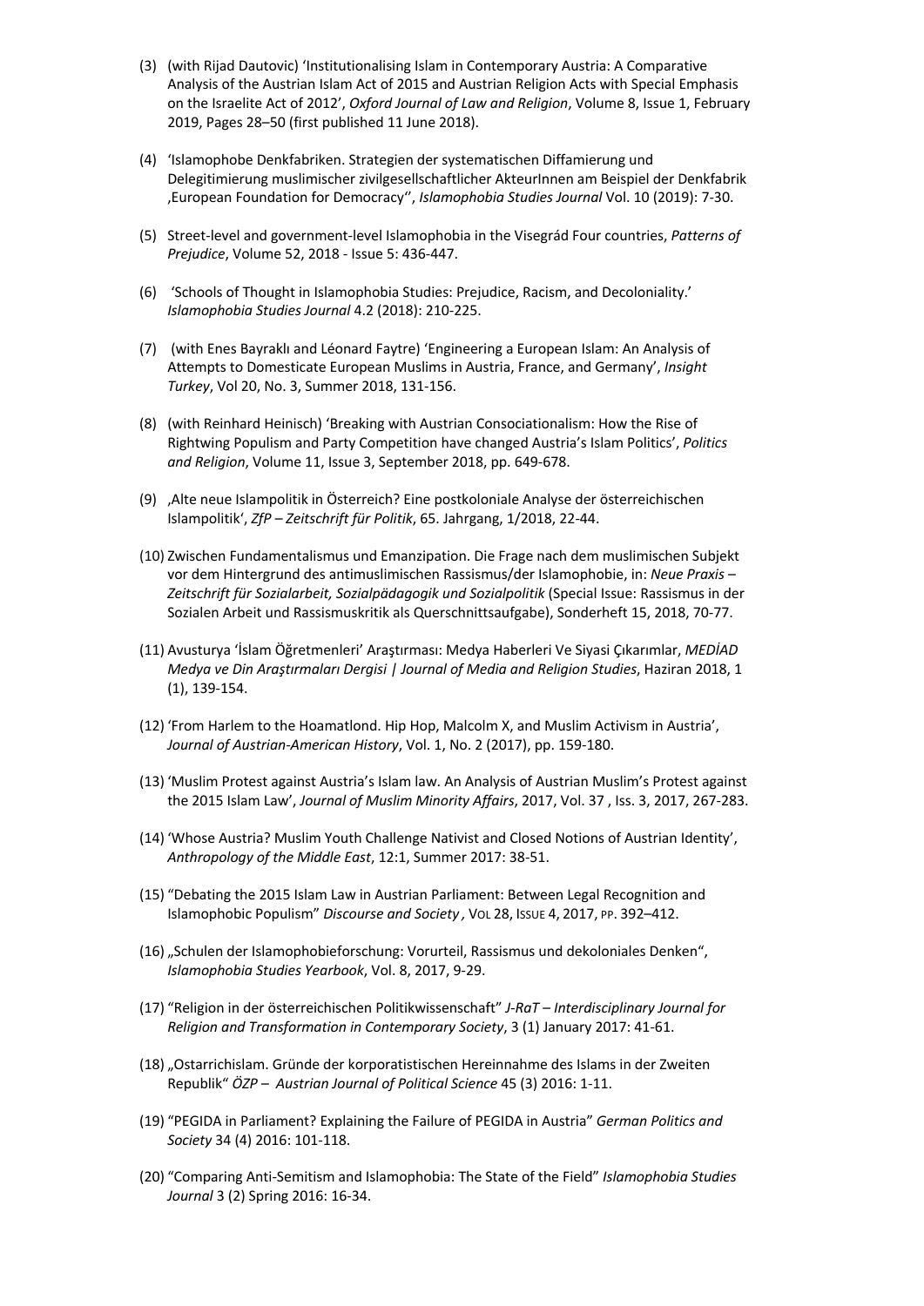(3) (with Rijad Dautovic) 'Institutionalising Islam in Contemporary Austria: A Comparative Analysis of the Austrian Islam Act of 2015 and Austrian Religion Acts with Special Emphasis on the Israelite Act of 2012', *Oxford Journal of Law and Religion*, Volume 8, Issue 1, February 2019, Pages 28–50 (first published 11 June 2018).

(4) 'Islamophobe Denkfabriken. Strategien der systematischen Diffamierung und Delegitimierung muslimischer zivilgesellschaftlicher AkteurInnen am Beispiel der Denkfabrik ‚European Foundation for Democracy'', *Islamophobia Studies Journal* Vol. 10 (2019): 7-30.

(5) Street-level and government-level Islamophobia in the Visegrád Four countries, *Patterns of Prejudice*, Volume 52, 2018 - Issue 5: 436-447.

(6) 'Schools of Thought in Islamophobia Studies: Prejudice, Racism, and Decoloniality.' *Islamophobia Studies Journal* 4.2 (2018): 210-225.

(7) (with Enes Bayraklı and Léonard Faytre) 'Engineering a European Islam: An Analysis of Attempts to Domesticate European Muslims in Austria, France, and Germany', *Insight Turkey*, Vol 20, No. 3, Summer 2018, 131-156.

(8) (with Reinhard Heinisch) 'Breaking with Austrian Consociationalism: How the Rise of Rightwing Populism and Party Competition have changed Austria's Islam Politics', *Politics and Religion*, Volume 11, Issue 3, September 2018, pp. 649-678.

(9) ‚Alte neue Islampolitik in Österreich? Eine postkoloniale Analyse der österreichischen Islampolitik', *ZfP – Zeitschrift für Politik*, 65. Jahrgang, 1/2018, 22-44.

(10) Zwischen Fundamentalismus und Emanzipation. Die Frage nach dem muslimischen Subjekt vor dem Hintergrund des antimuslimischen Rassismus/der Islamophobie, in: *Neue Praxis – Zeitschrift für Sozialarbeit, Sozialpädagogik und Sozialpolitik* (Special Issue: Rassismus in der Sozialen Arbeit und Rassismuskritik als Querschnittsaufgabe), Sonderheft 15, 2018, 70-77.

(11) Avusturya 'İslam Öğretmenleri' Araştırması: Medya Haberleri Ve Siyasi Çıkarımlar, *MEDİAD Medya ve Din Araştırmaları Dergisi | Journal of Media and Religion Studies*, Haziran 2018, 1 (1), 139-154.

(12) 'From Harlem to the Hoamatlond. Hip Hop, Malcolm X, and Muslim Activism in Austria', *Journal of Austrian-American History*, Vol. 1, No. 2 (2017), pp. 159-180.

(13) 'Muslim Protest against Austria's Islam law. An Analysis of Austrian Muslim's Protest against the 2015 Islam Law', *Journal of Muslim Minority Affairs*, 2017, Vol. 37 , Iss. 3, 2017, 267-283.

(14) 'Whose Austria? Muslim Youth Challenge Nativist and Closed Notions of Austrian Identity', *Anthropology of the Middle East*, 12:1, Summer 2017: 38-51.

(15) "Debating the 2015 Islam Law in Austrian Parliament: Between Legal Recognition and Islamophobic Populism" *Discourse and Society ,* VOL 28, ISSUE 4, 2017, PP. 392–412.

(16) „Schulen der Islamophobieforschung: Vorurteil, Rassismus und dekoloniales Denken", *Islamophobia Studies Yearbook*, Vol. 8, 2017, 9-29.

(17) "Religion in der österreichischen Politikwissenschaft" *J-RaT – Interdisciplinary Journal for Religion and Transformation in Contemporary Society*, 3 (1) January 2017: 41-61.

(18) „Ostarrichislam. Gründe der korporatistischen Hereinnahme des Islams in der Zweiten Republik" *ÖZP – Austrian Journal of Political Science* 45 (3) 2016: 1-11.

(19) "PEGIDA in Parliament? Explaining the Failure of PEGIDA in Austria" *German Politics and Society* 34 (4) 2016: 101-118.

(20) "Comparing Anti-Semitism and Islamophobia: The State of the Field" *Islamophobia Studies Journal* 3 (2) Spring 2016: 16-34.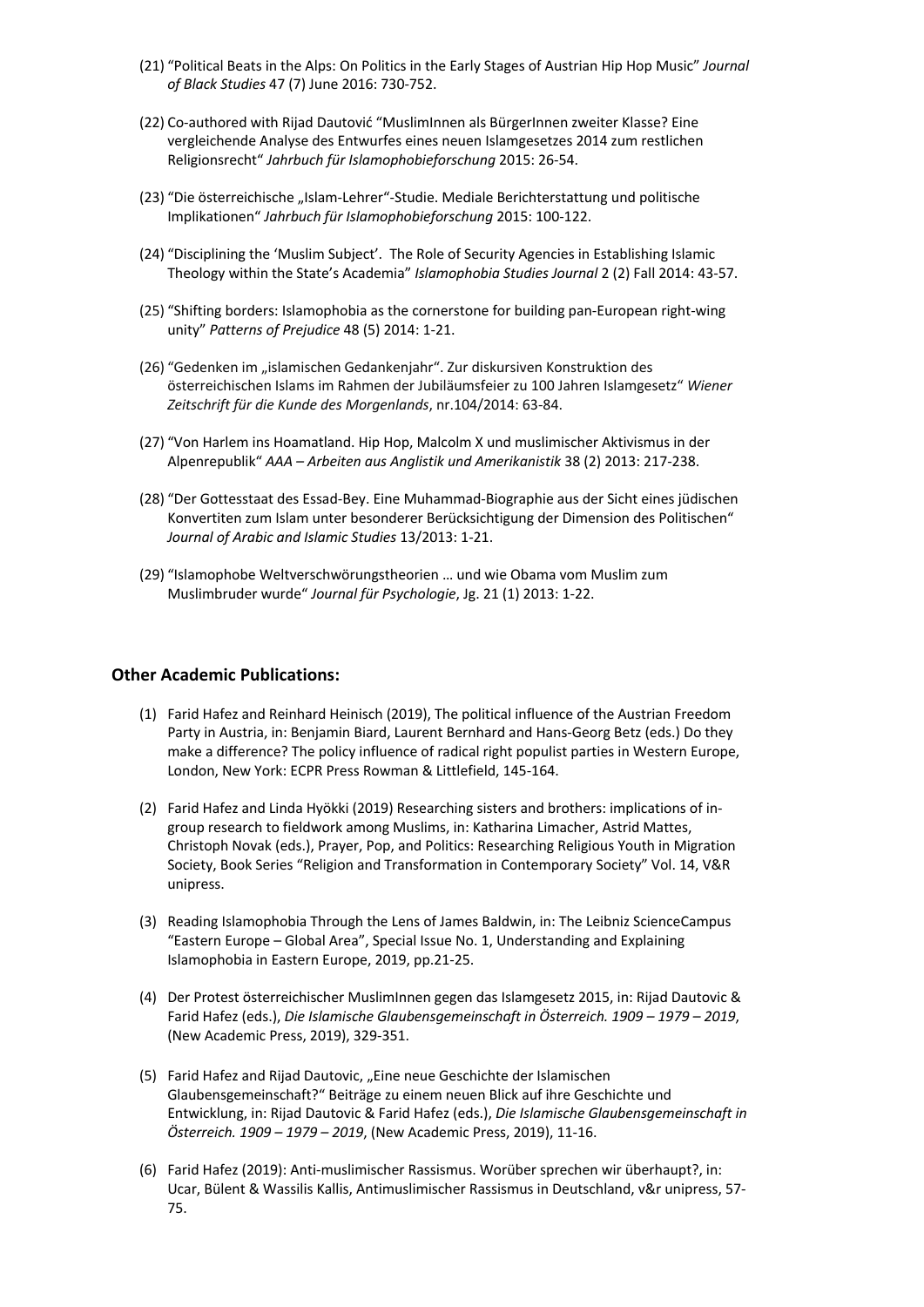(21) "Political Beats in the Alps: On Politics in the Early Stages of Austrian Hip Hop Music" *Journal of Black Studies* 47 (7) June 2016: 730-752.

(22) Co-authored with Rijad Dautović "MuslimInnen als BürgerInnen zweiter Klasse? Eine vergleichende Analyse des Entwurfes eines neuen Islamgesetzes 2014 zum restlichen Religionsrecht" *Jahrbuch für Islamophobieforschung* 2015: 26-54.

(23) "Die österreichische „Islam-Lehrer"-Studie. Mediale Berichterstattung und politische Implikationen" *Jahrbuch für Islamophobieforschung* 2015: 100-122.

(24) "Disciplining the 'Muslim Subject'. The Role of Security Agencies in Establishing Islamic Theology within the State's Academia" *Islamophobia Studies Journal* 2 (2) Fall 2014: 43-57.

(25) "Shifting borders: Islamophobia as the cornerstone for building pan-European right-wing unity" *Patterns of Prejudice* 48 (5) 2014: 1-21.

(26) "Gedenken im „islamischen Gedankenjahr". Zur diskursiven Konstruktion des österreichischen Islams im Rahmen der Jubiläumsfeier zu 100 Jahren Islamgesetz" *Wiener Zeitschrift für die Kunde des Morgenlands*, nr.104/2014: 63-84.

(27) "Von Harlem ins Hoamatland. Hip Hop, Malcolm X und muslimischer Aktivismus in der Alpenrepublik" *AAA – Arbeiten aus Anglistik und Amerikanistik* 38 (2) 2013: 217-238.

(28) "Der Gottesstaat des Essad-Bey. Eine Muhammad-Biographie aus der Sicht eines jüdischen Konvertiten zum Islam unter besonderer Berücksichtigung der Dimension des Politischen" *Journal of Arabic and Islamic Studies* 13/2013: 1-21.

(29) "Islamophobe Weltverschwörungstheorien … und wie Obama vom Muslim zum Muslimbruder wurde" *Journal für Psychologie*, Jg. 21 (1) 2013: 1-22.

## Other Academic Publications:

(1) Farid Hafez and Reinhard Heinisch (2019), The political influence of the Austrian Freedom Party in Austria, in: Benjamin Biard, Laurent Bernhard and Hans-Georg Betz (eds.) Do they make a difference? The policy influence of radical right populist parties in Western Europe, London, New York: ECPR Press Rowman & Littlefield, 145-164.

(2) Farid Hafez and Linda Hyökki (2019) Researching sisters and brothers: implications of in-group research to fieldwork among Muslims, in: Katharina Limacher, Astrid Mattes, Christoph Novak (eds.), Prayer, Pop, and Politics: Researching Religious Youth in Migration Society, Book Series "Religion and Transformation in Contemporary Society" Vol. 14, V&R unipress.

(3) Reading Islamophobia Through the Lens of James Baldwin, in: The Leibniz ScienceCampus "Eastern Europe – Global Area", Special Issue No. 1, Understanding and Explaining Islamophobia in Eastern Europe, 2019, pp.21-25.

(4) Der Protest österreichischer MuslimInnen gegen das Islamgesetz 2015, in: Rijad Dautovic & Farid Hafez (eds.), *Die Islamische Glaubensgemeinschaft in Österreich. 1909 – 1979 – 2019*, (New Academic Press, 2019), 329-351.

(5) Farid Hafez and Rijad Dautovic, „Eine neue Geschichte der Islamischen Glaubensgemeinschaft?" Beiträge zu einem neuen Blick auf ihre Geschichte und Entwicklung, in: Rijad Dautovic & Farid Hafez (eds.), *Die Islamische Glaubensgemeinschaft in Österreich. 1909 – 1979 – 2019*, (New Academic Press, 2019), 11-16.

(6) Farid Hafez (2019): Anti-muslimischer Rassismus. Worüber sprechen wir überhaupt?, in: Ucar, Bülent & Wassilis Kallis, Antimuslimischer Rassismus in Deutschland, v&r unipress, 57-75.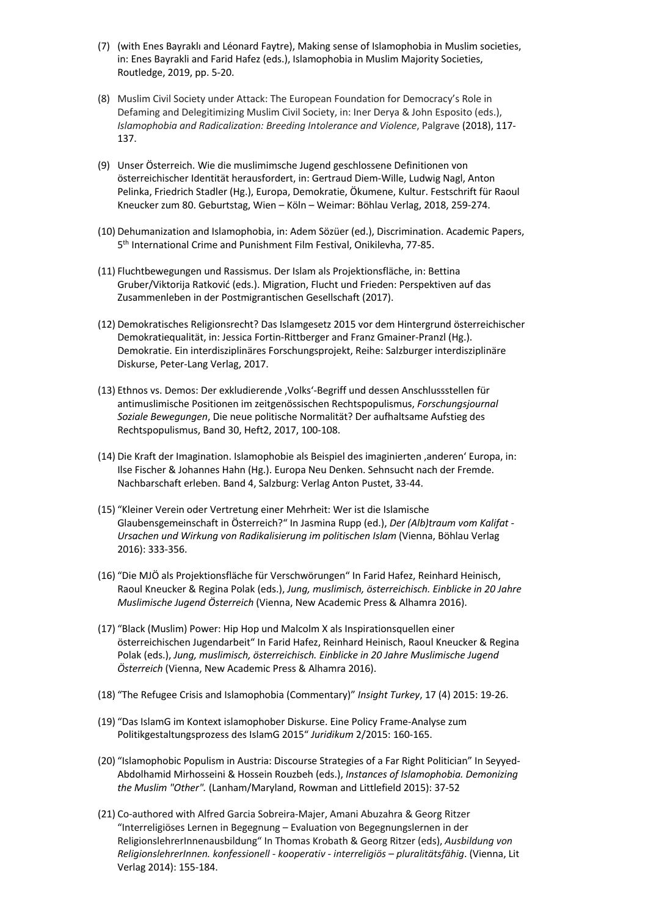(7) (with Enes Bayraklı and Léonard Faytre), Making sense of Islamophobia in Muslim societies, in: Enes Bayrakli and Farid Hafez (eds.), Islamophobia in Muslim Majority Societies, Routledge, 2019, pp. 5-20.

(8) Muslim Civil Society under Attack: The European Foundation for Democracy's Role in Defaming and Delegitimizing Muslim Civil Society, in: Iner Derya & John Esposito (eds.), *Islamophobia and Radicalization: Breeding Intolerance and Violence*, Palgrave (2018), 117-137.

(9) Unser Österreich. Wie die muslimimsche Jugend geschlossene Definitionen von österreichischer Identität herausfordert, in: Gertraud Diem-Wille, Ludwig Nagl, Anton Pelinka, Friedrich Stadler (Hg.), Europa, Demokratie, Ökumene, Kultur. Festschrift für Raoul Kneucker zum 80. Geburtstag, Wien – Köln – Weimar: Böhlau Verlag, 2018, 259-274.

(10) Dehumanization and Islamophobia, in: Adem Sözüer (ed.), Discrimination. Academic Papers, 5th International Crime and Punishment Film Festival, Onikilevha, 77-85.

(11) Fluchtbewegungen und Rassismus. Der Islam als Projektionsfläche, in: Bettina Gruber/Viktorija Ratković (eds.). Migration, Flucht und Frieden: Perspektiven auf das Zusammenleben in der Postmigrantischen Gesellschaft (2017).

(12) Demokratisches Religionsrecht? Das Islamgesetz 2015 vor dem Hintergrund österreichischer Demokratiequalität, in: Jessica Fortin-Rittberger and Franz Gmainer-Pranzl (Hg.). Demokratie. Ein interdisziplinäres Forschungsprojekt, Reihe: Salzburger interdisziplinäre Diskurse, Peter-Lang Verlag, 2017.

(13) Ethnos vs. Demos: Der exkludierende ‚Volks'-Begriff und dessen Anschlussstellen für antimuslimische Positionen im zeitgenössischen Rechtspopulismus, *Forschungsjournal Soziale Bewegungen*, Die neue politische Normalität? Der aufhaltsame Aufstieg des Rechtspopulismus, Band 30, Heft2, 2017, 100-108.

(14) Die Kraft der Imagination. Islamophobie als Beispiel des imaginierten ‚anderen' Europa, in: Ilse Fischer & Johannes Hahn (Hg.). Europa Neu Denken. Sehnsucht nach der Fremde. Nachbarschaft erleben. Band 4, Salzburg: Verlag Anton Pustet, 33-44.

(15) "Kleiner Verein oder Vertretung einer Mehrheit: Wer ist die Islamische Glaubensgemeinschaft in Österreich?" In Jasmina Rupp (ed.), *Der (Alb)traum vom Kalifat - Ursachen und Wirkung von Radikalisierung im politischen Islam* (Vienna, Böhlau Verlag 2016): 333-356.

(16) "Die MJÖ als Projektionsfläche für Verschwörungen" In Farid Hafez, Reinhard Heinisch, Raoul Kneucker & Regina Polak (eds.), *Jung, muslimisch, österreichisch. Einblicke in 20 Jahre Muslimische Jugend Österreich* (Vienna, New Academic Press & Alhamra 2016).

(17) "Black (Muslim) Power: Hip Hop und Malcolm X als Inspirationsquellen einer österreichischen Jugendarbeit" In Farid Hafez, Reinhard Heinisch, Raoul Kneucker & Regina Polak (eds.), *Jung, muslimisch, österreichisch. Einblicke in 20 Jahre Muslimische Jugend Österreich* (Vienna, New Academic Press & Alhamra 2016).

(18) "The Refugee Crisis and Islamophobia (Commentary)" *Insight Turkey*, 17 (4) 2015: 19-26.

(19) "Das IslamG im Kontext islamophober Diskurse. Eine Policy Frame-Analyse zum Politikgestaltungsprozess des IslamG 2015" *Juridikum* 2/2015: 160-165.

(20) "Islamophobic Populism in Austria: Discourse Strategies of a Far Right Politician" In Seyyed-Abdolhamid Mirhosseini & Hossein Rouzbeh (eds.), *Instances of Islamophobia. Demonizing the Muslim "Other".* (Lanham/Maryland, Rowman and Littlefield 2015): 37-52

(21) Co-authored with Alfred Garcia Sobreira-Majer, Amani Abuzahra & Georg Ritzer "Interreligiöses Lernen in Begegnung – Evaluation von Begegnungslernen in der ReligionslehrerInnenausbildung" In Thomas Krobath & Georg Ritzer (eds), *Ausbildung von ReligionslehrerInnen. konfessionell - kooperativ - interreligiös – pluralitätsfähig*. (Vienna, Lit Verlag 2014): 155-184.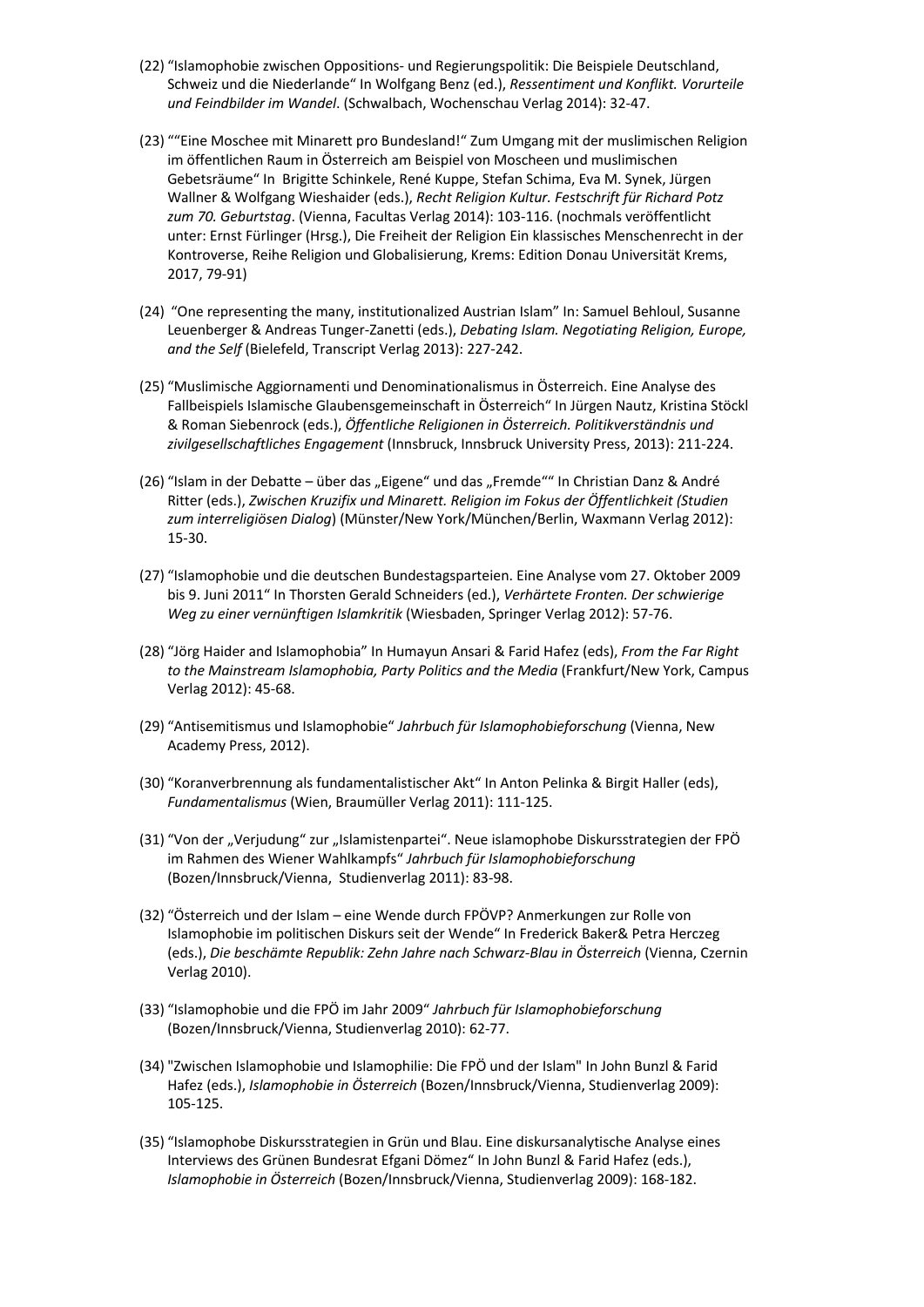(22) "Islamophobie zwischen Oppositions- und Regierungspolitik: Die Beispiele Deutschland, Schweiz und die Niederlande" In Wolfgang Benz (ed.), *Ressentiment und Konflikt. Vorurteile und Feindbilder im Wandel*. (Schwalbach, Wochenschau Verlag 2014): 32-47.

(23) ""Eine Moschee mit Minarett pro Bundesland!" Zum Umgang mit der muslimischen Religion im öffentlichen Raum in Österreich am Beispiel von Moscheen und muslimischen Gebetsräume" In Brigitte Schinkele, René Kuppe, Stefan Schima, Eva M. Synek, Jürgen Wallner & Wolfgang Wieshaider (eds.), *Recht Religion Kultur. Festschrift für Richard Potz zum 70. Geburtstag*. (Vienna, Facultas Verlag 2014): 103-116. (nochmals veröffentlicht unter: Ernst Fürlinger (Hrsg.), Die Freiheit der Religion Ein klassisches Menschenrecht in der Kontroverse, Reihe Religion und Globalisierung, Krems: Edition Donau Universität Krems, 2017, 79-91)

(24) "One representing the many, institutionalized Austrian Islam" In: Samuel Behloul, Susanne Leuenberger & Andreas Tunger-Zanetti (eds.), *Debating Islam. Negotiating Religion, Europe, and the Self* (Bielefeld, Transcript Verlag 2013): 227-242.

(25) "Muslimische Aggiornamenti und Denominationalismus in Österreich. Eine Analyse des Fallbeispiels Islamische Glaubensgemeinschaft in Österreich" In Jürgen Nautz, Kristina Stöckl & Roman Siebenrock (eds.), *Öffentliche Religionen in Österreich. Politikverständnis und zivilgesellschaftliches Engagement* (Innsbruck, Innsbruck University Press, 2013): 211-224.

(26) "Islam in der Debatte – über das „Eigene" und das „Fremde"" In Christian Danz & André Ritter (eds.), *Zwischen Kruzifix und Minarett. Religion im Fokus der Öffentlichkeit (Studien zum interreligiösen Dialog)* (Münster/New York/München/Berlin, Waxmann Verlag 2012): 15-30.

(27) "Islamophobie und die deutschen Bundestagsparteien. Eine Analyse vom 27. Oktober 2009 bis 9. Juni 2011" In Thorsten Gerald Schneiders (ed.), *Verhärtete Fronten. Der schwierige Weg zu einer vernünftigen Islamkritik* (Wiesbaden, Springer Verlag 2012): 57-76.

(28) "Jörg Haider and Islamophobia" In Humayun Ansari & Farid Hafez (eds), *From the Far Right to the Mainstream Islamophobia, Party Politics and the Media* (Frankfurt/New York, Campus Verlag 2012): 45-68.

(29) "Antisemitismus und Islamophobie" *Jahrbuch für Islamophobieforschung* (Vienna, New Academy Press, 2012).

(30) "Koranverbrennung als fundamentalistischer Akt" In Anton Pelinka & Birgit Haller (eds), *Fundamentalismus* (Wien, Braumüller Verlag 2011): 111-125.

(31) "Von der „Verjudung" zur „Islamistenpartei". Neue islamophobe Diskursstrategien der FPÖ im Rahmen des Wiener Wahlkampfs" *Jahrbuch für Islamophobieforschung* (Bozen/Innsbruck/Vienna, Studienverlag 2011): 83-98.

(32) "Österreich und der Islam – eine Wende durch FPÖVP? Anmerkungen zur Rolle von Islamophobie im politischen Diskurs seit der Wende" In Frederick Baker& Petra Herczeg (eds.), *Die beschämte Republik: Zehn Jahre nach Schwarz-Blau in Österreich* (Vienna, Czernin Verlag 2010).

(33) "Islamophobie und die FPÖ im Jahr 2009" *Jahrbuch für Islamophobieforschung* (Bozen/Innsbruck/Vienna, Studienverlag 2010): 62-77.

(34) "Zwischen Islamophobie und Islamophilie: Die FPÖ und der Islam" In John Bunzl & Farid Hafez (eds.), *Islamophobie in Österreich* (Bozen/Innsbruck/Vienna, Studienverlag 2009): 105-125.

(35) "Islamophobe Diskursstrategien in Grün und Blau. Eine diskursanalytische Analyse eines Interviews des Grünen Bundesrat Efgani Dömez" In John Bunzl & Farid Hafez (eds.), *Islamophobie in Österreich* (Bozen/Innsbruck/Vienna, Studienverlag 2009): 168-182.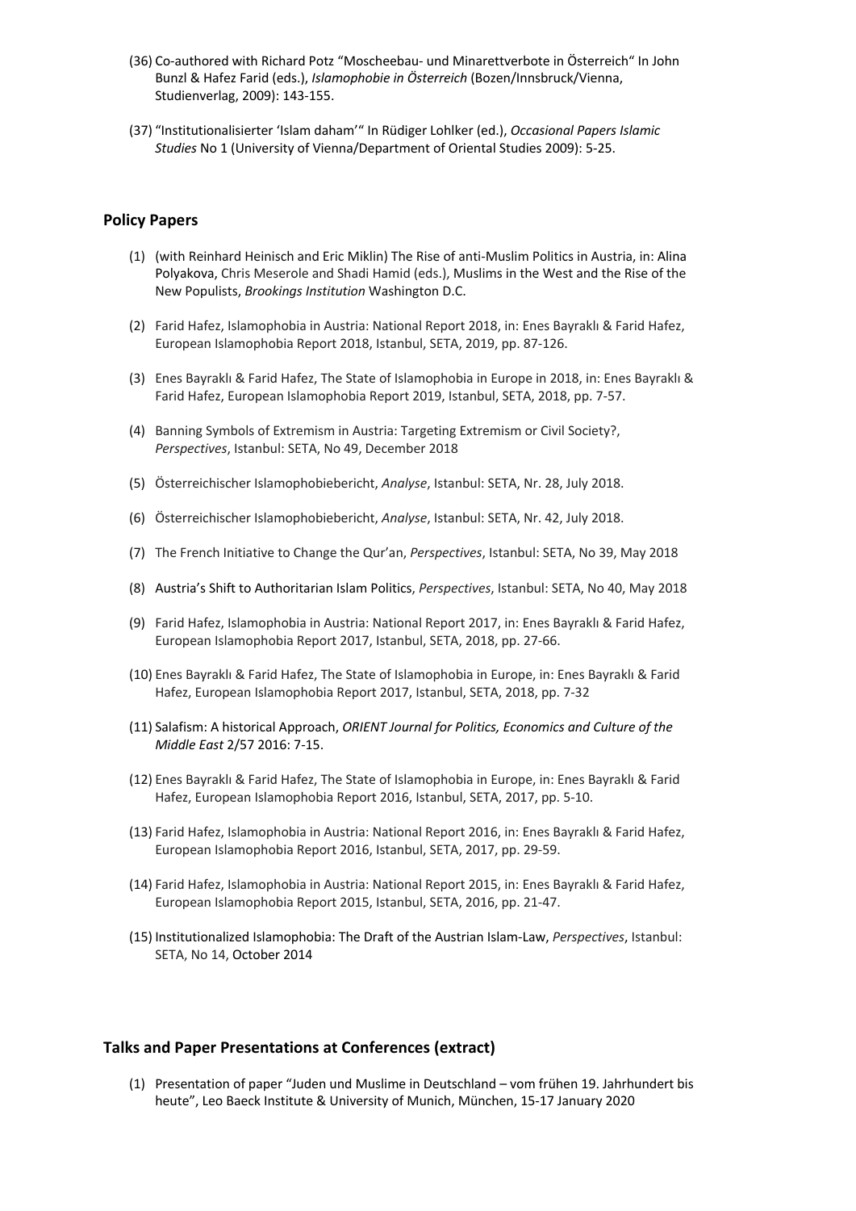(36) Co-authored with Richard Potz "Moscheebau- und Minarettverbote in Österreich" In John Bunzl & Hafez Farid (eds.), *Islamophobie in Österreich* (Bozen/Innsbruck/Vienna, Studienverlag, 2009): 143-155.

(37) "Institutionalisierter 'Islam daham'" In Rüdiger Lohlker (ed.), *Occasional Papers Islamic Studies* No 1 (University of Vienna/Department of Oriental Studies 2009): 5-25.

## Policy Papers

(1) (with Reinhard Heinisch and Eric Miklin) The Rise of anti-Muslim Politics in Austria, in: Alina Polyakova, Chris Meserole and Shadi Hamid (eds.), Muslims in the West and the Rise of the New Populists, *Brookings Institution* Washington D.C.

(2) Farid Hafez, Islamophobia in Austria: National Report 2018, in: Enes Bayraklı & Farid Hafez, European Islamophobia Report 2018, Istanbul, SETA, 2019, pp. 87-126.

(3) Enes Bayraklı & Farid Hafez, The State of Islamophobia in Europe in 2018, in: Enes Bayraklı & Farid Hafez, European Islamophobia Report 2019, Istanbul, SETA, 2018, pp. 7-57.

(4) Banning Symbols of Extremism in Austria: Targeting Extremism or Civil Society?, *Perspectives*, Istanbul: SETA, No 49, December 2018

(5) Österreichischer Islamophobiebericht, *Analyse*, Istanbul: SETA, Nr. 28, July 2018.

(6) Österreichischer Islamophobiebericht, *Analyse*, Istanbul: SETA, Nr. 42, July 2018.

(7) The French Initiative to Change the Qur'an, *Perspectives*, Istanbul: SETA, No 39, May 2018

(8) Austria's Shift to Authoritarian Islam Politics, *Perspectives*, Istanbul: SETA, No 40, May 2018

(9) Farid Hafez, Islamophobia in Austria: National Report 2017, in: Enes Bayraklı & Farid Hafez, European Islamophobia Report 2017, Istanbul, SETA, 2018, pp. 27-66.

(10) Enes Bayraklı & Farid Hafez, The State of Islamophobia in Europe, in: Enes Bayraklı & Farid Hafez, European Islamophobia Report 2017, Istanbul, SETA, 2018, pp. 7-32

(11) Salafism: A historical Approach, *ORIENT Journal for Politics, Economics and Culture of the Middle East* 2/57 2016: 7-15.

(12) Enes Bayraklı & Farid Hafez, The State of Islamophobia in Europe, in: Enes Bayraklı & Farid Hafez, European Islamophobia Report 2016, Istanbul, SETA, 2017, pp. 5-10.

(13) Farid Hafez, Islamophobia in Austria: National Report 2016, in: Enes Bayraklı & Farid Hafez, European Islamophobia Report 2016, Istanbul, SETA, 2017, pp. 29-59.

(14) Farid Hafez, Islamophobia in Austria: National Report 2015, in: Enes Bayraklı & Farid Hafez, European Islamophobia Report 2015, Istanbul, SETA, 2016, pp. 21-47.

(15) Institutionalized Islamophobia: The Draft of the Austrian Islam-Law, *Perspectives*, Istanbul: SETA, No 14, October 2014

## Talks and Paper Presentations at Conferences (extract)

(1) Presentation of paper "Juden und Muslime in Deutschland – vom frühen 19. Jahrhundert bis heute", Leo Baeck Institute & University of Munich, München, 15-17 January 2020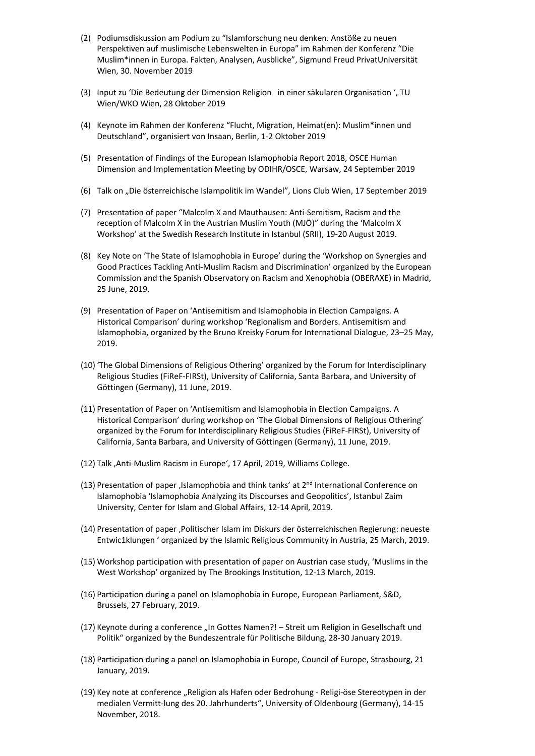(2) Podiumsdiskussion am Podium zu "Islamforschung neu denken. Anstöße zu neuen Perspektiven auf muslimische Lebenswelten in Europa" im Rahmen der Konferenz "Die Muslim*innen in Europa. Fakten, Analysen, Ausblicke", Sigmund Freud PrivatUniversität Wien, 30. November 2019

(3) Input zu 'Die Bedeutung der Dimension Religion in einer säkularen Organisation ', TU Wien/WKO Wien, 28 Oktober 2019

(4) Keynote im Rahmen der Konferenz "Flucht, Migration, Heimat(en): Muslim*innen und Deutschland", organisiert von Insaan, Berlin, 1-2 Oktober 2019

(5) Presentation of Findings of the European Islamophobia Report 2018, OSCE Human Dimension and Implementation Meeting by ODIHR/OSCE, Warsaw, 24 September 2019

(6) Talk on „Die österreichische Islampolitik im Wandel", Lions Club Wien, 17 September 2019

(7) Presentation of paper "Malcolm X and Mauthausen: Anti-Semitism, Racism and the reception of Malcolm X in the Austrian Muslim Youth (MJÖ)" during the 'Malcolm X Workshop' at the Swedish Research Institute in Istanbul (SRII), 19-20 August 2019.

(8) Key Note on 'The State of Islamophobia in Europe' during the 'Workshop on Synergies and Good Practices Tackling Anti-Muslim Racism and Discrimination' organized by the European Commission and the Spanish Observatory on Racism and Xenophobia (OBERAXE) in Madrid, 25 June, 2019.

(9) Presentation of Paper on 'Antisemitism and Islamophobia in Election Campaigns. A Historical Comparison' during workshop 'Regionalism and Borders. Antisemitism and Islamophobia, organized by the Bruno Kreisky Forum for International Dialogue, 23–25 May, 2019.

(10) 'The Global Dimensions of Religious Othering' organized by the Forum for Interdisciplinary Religious Studies (FiReF-FIRSt), University of California, Santa Barbara, and University of Göttingen (Germany), 11 June, 2019.

(11) Presentation of Paper on 'Antisemitism and Islamophobia in Election Campaigns. A Historical Comparison' during workshop on 'The Global Dimensions of Religious Othering' organized by the Forum for Interdisciplinary Religious Studies (FiReF-FIRSt), University of California, Santa Barbara, and University of Göttingen (Germany), 11 June, 2019.

(12) Talk ‚Anti-Muslim Racism in Europe', 17 April, 2019, Williams College.

(13) Presentation of paper ‚Islamophobia and think tanks' at 2nd International Conference on Islamophobia 'Islamophobia Analyzing its Discourses and Geopolitics', Istanbul Zaim University, Center for Islam and Global Affairs, 12-14 April, 2019.

(14) Presentation of paper ‚Politischer Islam im Diskurs der österreichischen Regierung: neueste Entwic1klungen ' organized by the Islamic Religious Community in Austria, 25 March, 2019.

(15) Workshop participation with presentation of paper on Austrian case study, 'Muslims in the West Workshop' organized by The Brookings Institution, 12-13 March, 2019.

(16) Participation during a panel on Islamophobia in Europe, European Parliament, S&D, Brussels, 27 February, 2019.

(17) Keynote during a conference „In Gottes Namen?! – Streit um Religion in Gesellschaft und Politik" organized by the Bundeszentrale für Politische Bildung, 28-30 January 2019.

(18) Participation during a panel on Islamophobia in Europe, Council of Europe, Strasbourg, 21 January, 2019.

(19) Key note at conference „Religion als Hafen oder Bedrohung - Religi-öse Stereotypen in der medialen Vermitt-lung des 20. Jahrhunderts", University of Oldenbourg (Germany), 14-15 November, 2018.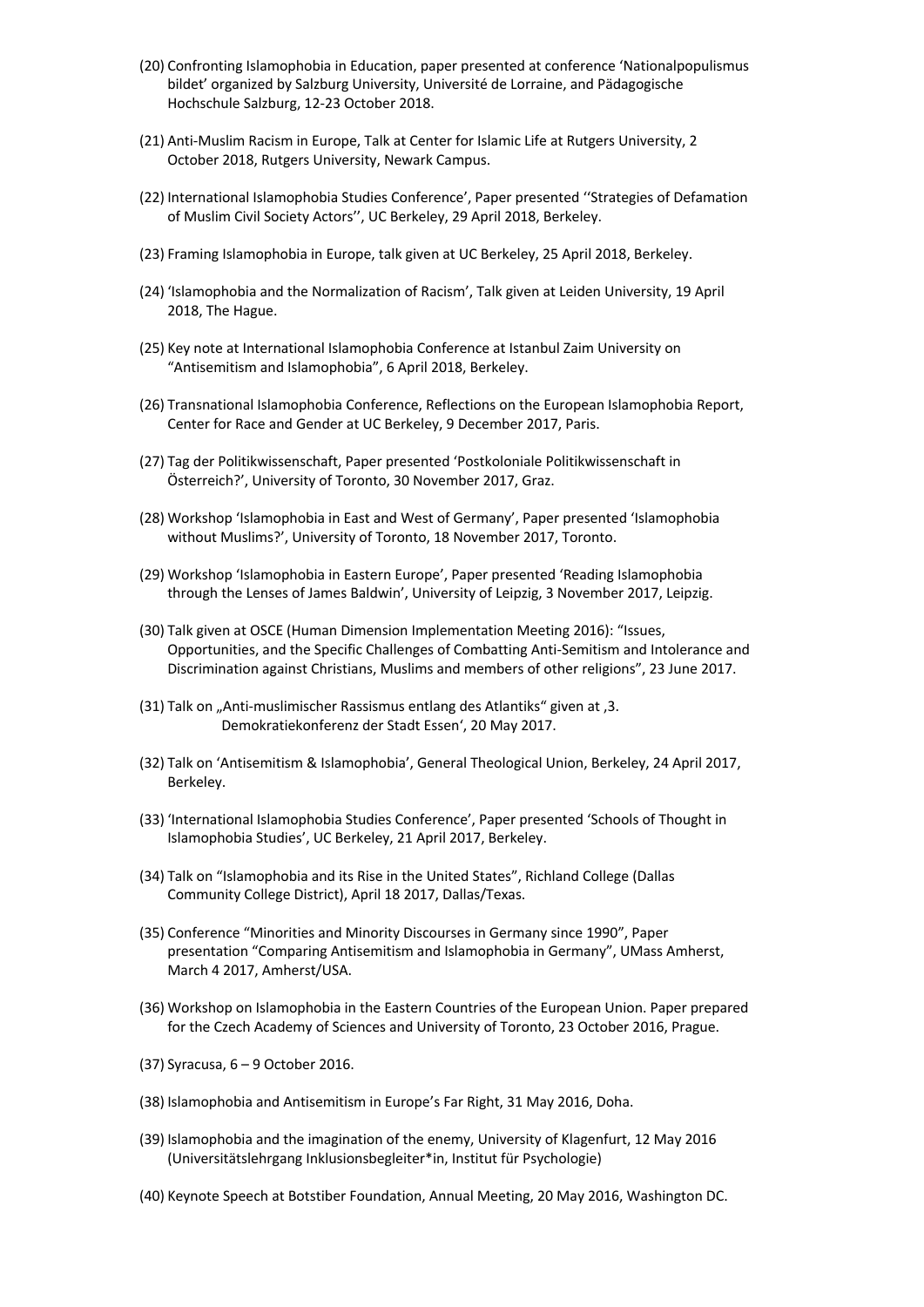(20) Confronting Islamophobia in Education, paper presented at conference 'Nationalpopulismus bildet' organized by Salzburg University, Université de Lorraine, and Pädagogische Hochschule Salzburg, 12-23 October 2018.

(21) Anti-Muslim Racism in Europe, Talk at Center for Islamic Life at Rutgers University, 2 October 2018, Rutgers University, Newark Campus.

(22) International Islamophobia Studies Conference', Paper presented ''Strategies of Defamation of Muslim Civil Society Actors'', UC Berkeley, 29 April 2018, Berkeley.

(23) Framing Islamophobia in Europe, talk given at UC Berkeley, 25 April 2018, Berkeley.

(24) 'Islamophobia and the Normalization of Racism', Talk given at Leiden University, 19 April 2018, The Hague.

(25) Key note at International Islamophobia Conference at Istanbul Zaim University on "Antisemitism and Islamophobia", 6 April 2018, Berkeley.

(26) Transnational Islamophobia Conference, Reflections on the European Islamophobia Report, Center for Race and Gender at UC Berkeley, 9 December 2017, Paris.

(27) Tag der Politikwissenschaft, Paper presented 'Postkoloniale Politikwissenschaft in Österreich?', University of Toronto, 30 November 2017, Graz.

(28) Workshop 'Islamophobia in East and West of Germany', Paper presented 'Islamophobia without Muslims?', University of Toronto, 18 November 2017, Toronto.

(29) Workshop 'Islamophobia in Eastern Europe', Paper presented 'Reading Islamophobia through the Lenses of James Baldwin', University of Leipzig, 3 November 2017, Leipzig.

(30) Talk given at OSCE (Human Dimension Implementation Meeting 2016): "Issues, Opportunities, and the Specific Challenges of Combatting Anti-Semitism and Intolerance and Discrimination against Christians, Muslims and members of other religions", 23 June 2017.

(31) Talk on „Anti-muslimischer Rassismus entlang des Atlantiks" given at ‚3. Demokratiekonferenz der Stadt Essen', 20 May 2017.

(32) Talk on 'Antisemitism & Islamophobia', General Theological Union, Berkeley, 24 April 2017, Berkeley.

(33) 'International Islamophobia Studies Conference', Paper presented 'Schools of Thought in Islamophobia Studies', UC Berkeley, 21 April 2017, Berkeley.

(34) Talk on "Islamophobia and its Rise in the United States", Richland College (Dallas Community College District), April 18 2017, Dallas/Texas.

(35) Conference "Minorities and Minority Discourses in Germany since 1990", Paper presentation "Comparing Antisemitism and Islamophobia in Germany", UMass Amherst, March 4 2017, Amherst/USA.

(36) Workshop on Islamophobia in the Eastern Countries of the European Union. Paper prepared for the Czech Academy of Sciences and University of Toronto, 23 October 2016, Prague.

(37) Syracusa, 6 – 9 October 2016.

(38) Islamophobia and Antisemitism in Europe's Far Right, 31 May 2016, Doha.

(39) Islamophobia and the imagination of the enemy, University of Klagenfurt, 12 May 2016 (Universitätslehrgang Inklusionsbegleiter*in, Institut für Psychologie)

(40) Keynote Speech at Botstiber Foundation, Annual Meeting, 20 May 2016, Washington DC.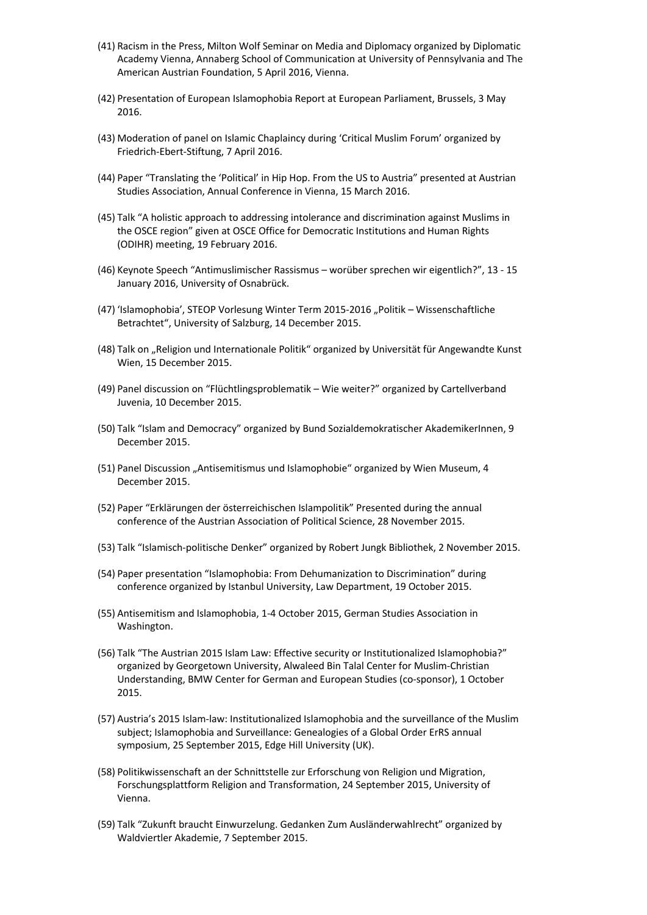(41) Racism in the Press, Milton Wolf Seminar on Media and Diplomacy organized by Diplomatic Academy Vienna, Annaberg School of Communication at University of Pennsylvania and The American Austrian Foundation, 5 April 2016, Vienna.

(42) Presentation of European Islamophobia Report at European Parliament, Brussels, 3 May 2016.

(43) Moderation of panel on Islamic Chaplaincy during 'Critical Muslim Forum' organized by Friedrich-Ebert-Stiftung, 7 April 2016.

(44) Paper "Translating the 'Political' in Hip Hop. From the US to Austria" presented at Austrian Studies Association, Annual Conference in Vienna, 15 March 2016.

(45) Talk "A holistic approach to addressing intolerance and discrimination against Muslims in the OSCE region" given at OSCE Office for Democratic Institutions and Human Rights (ODIHR) meeting, 19 February 2016.

(46) Keynote Speech "Antimuslimischer Rassismus – worüber sprechen wir eigentlich?", 13 - 15 January 2016, University of Osnabrück.

(47) 'Islamophobia', STEOP Vorlesung Winter Term 2015-2016 „Politik – Wissenschaftliche Betrachtet", University of Salzburg, 14 December 2015.

(48) Talk on „Religion und Internationale Politik" organized by Universität für Angewandte Kunst Wien, 15 December 2015.

(49) Panel discussion on "Flüchtlingsproblematik – Wie weiter?" organized by Cartellverband Juvenia, 10 December 2015.

(50) Talk "Islam and Democracy" organized by Bund Sozialdemokratischer AkademikerInnen, 9 December 2015.

(51) Panel Discussion „Antisemitismus und Islamophobie" organized by Wien Museum, 4 December 2015.

(52) Paper "Erklärungen der österreichischen Islampolitik" Presented during the annual conference of the Austrian Association of Political Science, 28 November 2015.

(53) Talk "Islamisch-politische Denker" organized by Robert Jungk Bibliothek, 2 November 2015.

(54) Paper presentation "Islamophobia: From Dehumanization to Discrimination" during conference organized by Istanbul University, Law Department, 19 October 2015.

(55) Antisemitism and Islamophobia, 1-4 October 2015, German Studies Association in Washington.

(56) Talk "The Austrian 2015 Islam Law: Effective security or Institutionalized Islamophobia?" organized by Georgetown University, Alwaleed Bin Talal Center for Muslim-Christian Understanding, BMW Center for German and European Studies (co-sponsor), 1 October 2015.

(57) Austria's 2015 Islam-law: Institutionalized Islamophobia and the surveillance of the Muslim subject; Islamophobia and Surveillance: Genealogies of a Global Order ErRS annual symposium, 25 September 2015, Edge Hill University (UK).

(58) Politikwissenschaft an der Schnittstelle zur Erforschung von Religion und Migration, Forschungsplattform Religion and Transformation, 24 September 2015, University of Vienna.

(59) Talk "Zukunft braucht Einwurzelung. Gedanken Zum Ausländerwahlrecht" organized by Waldviertler Akademie, 7 September 2015.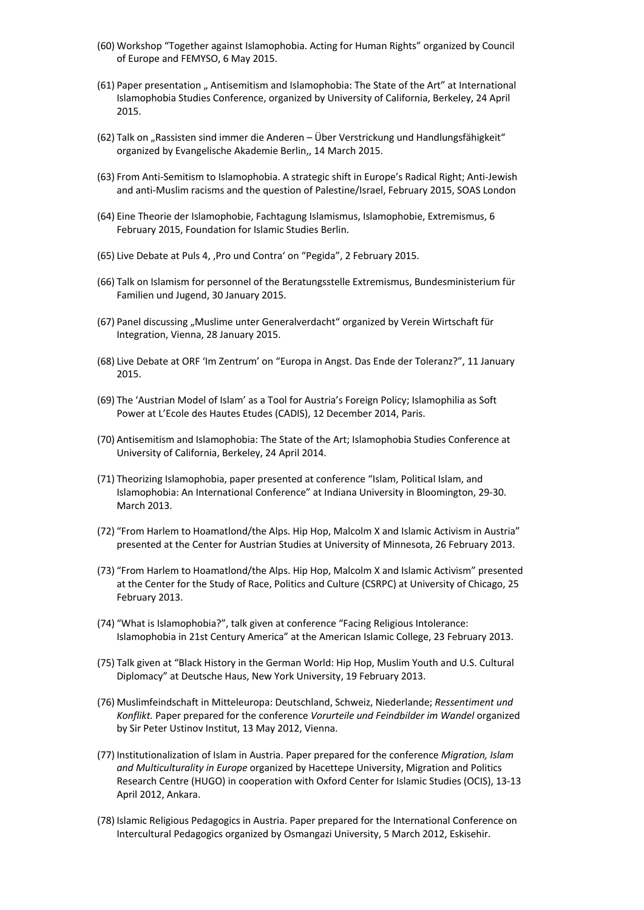(60) Workshop “Together against Islamophobia. Acting for Human Rights” organized by Council of Europe and FEMYSO, 6 May 2015.

(61) Paper presentation „ Antisemitism and Islamophobia: The State of the Art” at International Islamophobia Studies Conference, organized by University of California, Berkeley, 24 April 2015.

(62) Talk on „Rassisten sind immer die Anderen – Über Verstrickung und Handlungsfähigkeit“ organized by Evangelische Akademie Berlin,, 14 March 2015.

(63) From Anti-Semitism to Islamophobia. A strategic shift in Europe’s Radical Right; Anti-Jewish and anti-Muslim racisms and the question of Palestine/Israel, February 2015, SOAS London

(64) Eine Theorie der Islamophobie, Fachtagung Islamismus, Islamophobie, Extremismus, 6 February 2015, Foundation for Islamic Studies Berlin.

(65) Live Debate at Puls 4, ‚Pro und Contra‘ on “Pegida”, 2 February 2015.

(66) Talk on Islamism for personnel of the Beratungsstelle Extremismus, Bundesministerium für Familien und Jugend, 30 January 2015.

(67) Panel discussing „Muslime unter Generalverdacht“ organized by Verein Wirtschaft für Integration, Vienna, 28 January 2015.

(68) Live Debate at ORF ‘Im Zentrum’ on “Europa in Angst. Das Ende der Toleranz?”, 11 January 2015.

(69) The ‘Austrian Model of Islam’ as a Tool for Austria’s Foreign Policy; Islamophilia as Soft Power at L’Ecole des Hautes Etudes (CADIS), 12 December 2014, Paris.

(70) Antisemitism and Islamophobia: The State of the Art; Islamophobia Studies Conference at University of California, Berkeley, 24 April 2014.

(71) Theorizing Islamophobia, paper presented at conference “Islam, Political Islam, and Islamophobia: An International Conference” at Indiana University in Bloomington, 29-30. March 2013.

(72) “From Harlem to Hoamatlond/the Alps. Hip Hop, Malcolm X and Islamic Activism in Austria” presented at the Center for Austrian Studies at University of Minnesota, 26 February 2013.

(73) “From Harlem to Hoamatlond/the Alps. Hip Hop, Malcolm X and Islamic Activism” presented at the Center for the Study of Race, Politics and Culture (CSRPC) at University of Chicago, 25 February 2013.

(74) “What is Islamophobia?”, talk given at conference “Facing Religious Intolerance: Islamophobia in 21st Century America” at the American Islamic College, 23 February 2013.

(75) Talk given at “Black History in the German World: Hip Hop, Muslim Youth and U.S. Cultural Diplomacy” at Deutsche Haus, New York University, 19 February 2013.

(76) Muslimfeindschaft in Mitteleuropa: Deutschland, Schweiz, Niederlande; *Ressentiment und Konflikt.* Paper prepared for the conference *Vorurteile und Feindbilder im Wandel* organized by Sir Peter Ustinov Institut, 13 May 2012, Vienna.

(77) Institutionalization of Islam in Austria. Paper prepared for the conference *Migration, Islam and Multiculturality in Europe* organized by Hacettepe University, Migration and Politics Research Centre (HUGO) in cooperation with Oxford Center for Islamic Studies (OCIS), 13-13 April 2012, Ankara.

(78) Islamic Religious Pedagogics in Austria. Paper prepared for the International Conference on Intercultural Pedagogics organized by Osmangazi University, 5 March 2012, Eskisehir.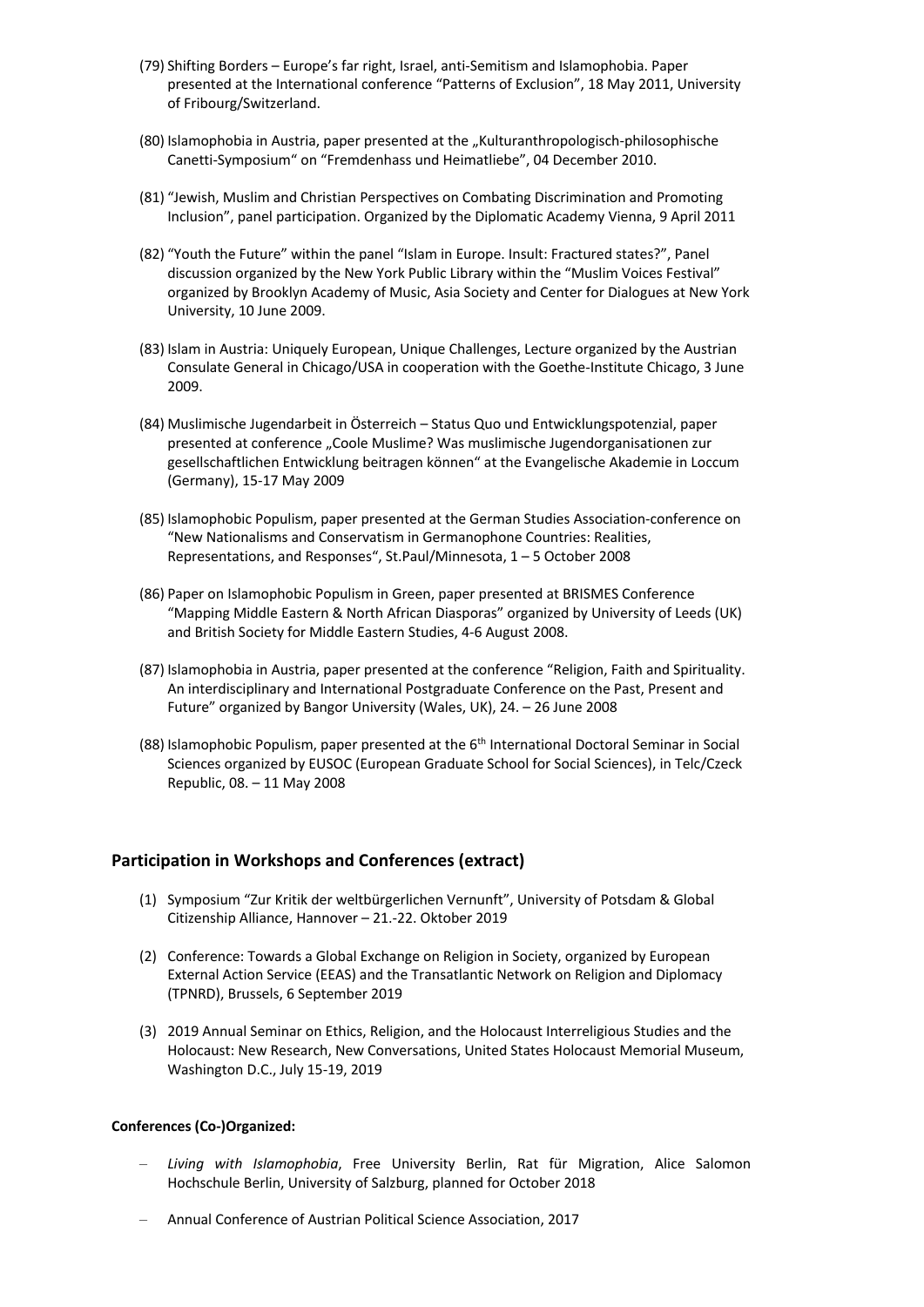(79) Shifting Borders – Europe's far right, Israel, anti-Semitism and Islamophobia. Paper presented at the International conference "Patterns of Exclusion", 18 May 2011, University of Fribourg/Switzerland.

(80) Islamophobia in Austria, paper presented at the „Kulturanthropologisch-philosophische Canetti-Symposium" on "Fremdenhass und Heimatliebe", 04 December 2010.

(81) "Jewish, Muslim and Christian Perspectives on Combating Discrimination and Promoting Inclusion", panel participation. Organized by the Diplomatic Academy Vienna, 9 April 2011

(82) "Youth the Future" within the panel "Islam in Europe. Insult: Fractured states?", Panel discussion organized by the New York Public Library within the "Muslim Voices Festival" organized by Brooklyn Academy of Music, Asia Society and Center for Dialogues at New York University, 10 June 2009.

(83) Islam in Austria: Uniquely European, Unique Challenges, Lecture organized by the Austrian Consulate General in Chicago/USA in cooperation with the Goethe-Institute Chicago, 3 June 2009.

(84) Muslimische Jugendarbeit in Österreich – Status Quo und Entwicklungspotenzial, paper presented at conference „Coole Muslime? Was muslimische Jugendorganisationen zur gesellschaftlichen Entwicklung beitragen können" at the Evangelische Akademie in Loccum (Germany), 15-17 May 2009

(85) Islamophobic Populism, paper presented at the German Studies Association-conference on "New Nationalisms and Conservatism in Germanophone Countries: Realities, Representations, and Responses", St.Paul/Minnesota, 1 – 5 October 2008

(86) Paper on Islamophobic Populism in Green, paper presented at BRISMES Conference "Mapping Middle Eastern & North African Diasporas" organized by University of Leeds (UK) and British Society for Middle Eastern Studies, 4-6 August 2008.

(87) Islamophobia in Austria, paper presented at the conference "Religion, Faith and Spirituality. An interdisciplinary and International Postgraduate Conference on the Past, Present and Future" organized by Bangor University (Wales, UK), 24. – 26 June 2008

(88) Islamophobic Populism, paper presented at the 6th International Doctoral Seminar in Social Sciences organized by EUSOC (European Graduate School for Social Sciences), in Telc/Czeck Republic, 08. – 11 May 2008

## Participation in Workshops and Conferences (extract)

(1) Symposium "Zur Kritik der weltbürgerlichen Vernunft", University of Potsdam & Global Citizenship Alliance, Hannover – 21.-22. Oktober 2019

(2) Conference: Towards a Global Exchange on Religion in Society, organized by European External Action Service (EEAS) and the Transatlantic Network on Religion and Diplomacy (TPNRD), Brussels, 6 September 2019

(3) 2019 Annual Seminar on Ethics, Religion, and the Holocaust Interreligious Studies and the Holocaust: New Research, New Conversations, United States Holocaust Memorial Museum, Washington D.C., July 15-19, 2019

**Conferences (Co-)Organized:**

- *Living with Islamophobia*, Free University Berlin, Rat für Migration, Alice Salomon Hochschule Berlin, University of Salzburg, planned for October 2018
- Annual Conference of Austrian Political Science Association, 2017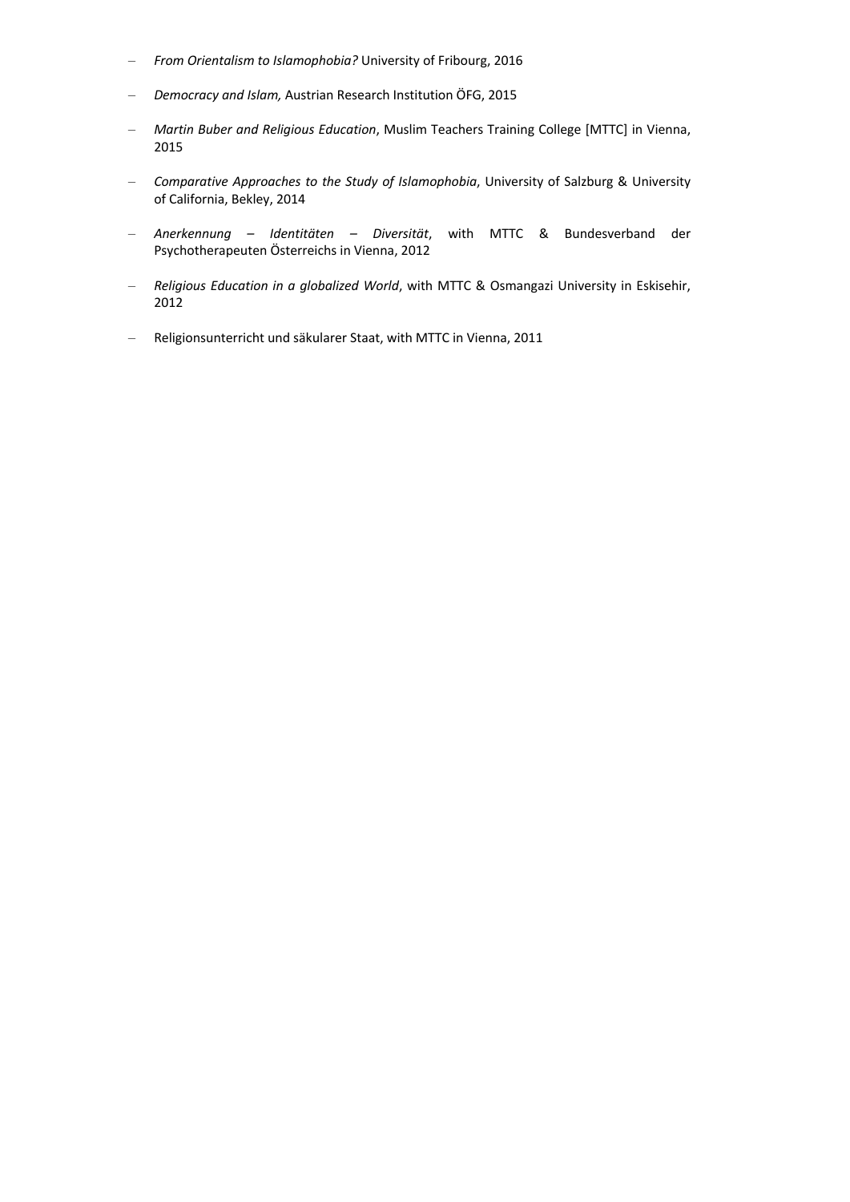- *From Orientalism to Islamophobia?* University of Fribourg, 2016
- *Democracy and Islam,* Austrian Research Institution ÖFG, 2015
- *Martin Buber and Religious Education*, Muslim Teachers Training College [MTTC] in Vienna, 2015
- *Comparative Approaches to the Study of Islamophobia*, University of Salzburg & University of California, Bekley, 2014
- *Anerkennung – Identitäten – Diversität*, with MTTC & Bundesverband der Psychotherapeuten Österreichs in Vienna, 2012
- *Religious Education in a globalized World*, with MTTC & Osmangazi University in Eskisehir, 2012
- Religionsunterricht und säkularer Staat, with MTTC in Vienna, 2011